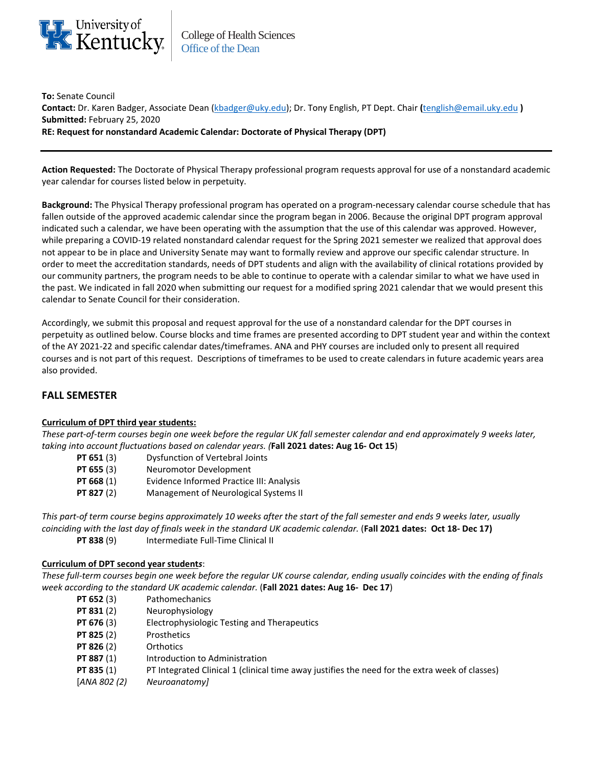University of Kentucky | College of Health Sciences
Office of the Dean

**To:** Senate Council
**Contact:** Dr. Karen Badger, Associate Dean (kbadger@uky.edu); Dr. Tony English, PT Dept. Chair **(**tenglish@email.uky.edu **)**
**Submitted:** February 25, 2020
**RE: Request for nonstandard Academic Calendar: Doctorate of Physical Therapy (DPT)**

---

**Action Requested:** The Doctorate of Physical Therapy professional program requests approval for use of a nonstandard academic year calendar for courses listed below in perpetuity.

**Background:** The Physical Therapy professional program has operated on a program-necessary calendar course schedule that has fallen outside of the approved academic calendar since the program began in 2006. Because the original DPT program approval indicated such a calendar, we have been operating with the assumption that the use of this calendar was approved. However, while preparing a COVID-19 related nonstandard calendar request for the Spring 2021 semester we realized that approval does not appear to be in place and University Senate may want to formally review and approve our specific calendar structure. In order to meet the accreditation standards, needs of DPT students and align with the availability of clinical rotations provided by our community partners, the program needs to be able to continue to operate with a calendar similar to what we have used in the past. We indicated in fall 2020 when submitting our request for a modified spring 2021 calendar that we would present this calendar to Senate Council for their consideration.

Accordingly, we submit this proposal and request approval for the use of a nonstandard calendar for the DPT courses in perpetuity as outlined below. Course blocks and time frames are presented according to DPT student year and within the context of the AY 2021-22 and specific calendar dates/timeframes. ANA and PHY courses are included only to present all required courses and is not part of this request. Descriptions of timeframes to be used to create calendars in future academic years area also provided.

## FALL SEMESTER

**Curriculum of DPT third year students:**

*These part-of-term courses begin one week before the regular UK fall semester calendar and end approximately 9 weeks later, taking into account fluctuations based on calendar years. (***Fall 2021 dates: Aug 16- Oct 15**)

- **PT 651** (3) Dysfunction of Vertebral Joints
- **PT 655** (3) Neuromotor Development
- **PT 668** (1) Evidence Informed Practice III: Analysis
- **PT 827** (2) Management of Neurological Systems II

*This part-of term course begins approximately 10 weeks after the start of the fall semester and ends 9 weeks later, usually coinciding with the last day of finals week in the standard UK academic calendar.* (**Fall 2021 dates: Oct 18- Dec 17)**

- **PT 838** (9) Intermediate Full-Time Clinical II

**Curriculum of DPT second year students**:

*These full-term courses begin one week before the regular UK course calendar, ending usually coincides with the ending of finals week according to the standard UK academic calendar.* (**Fall 2021 dates: Aug 16- Dec 17**)

- **PT 652** (3) Pathomechanics
- **PT 831** (2) Neurophysiology
- **PT 676** (3) Electrophysiologic Testing and Therapeutics
- **PT 825** (2) Prosthetics
- **PT 826** (2) Orthotics
- **PT 887** (1) Introduction to Administration
- **PT 835** (1) PT Integrated Clinical 1 (clinical time away justifies the need for the extra week of classes)
- [*ANA 802 (2) Neuroanatomy]*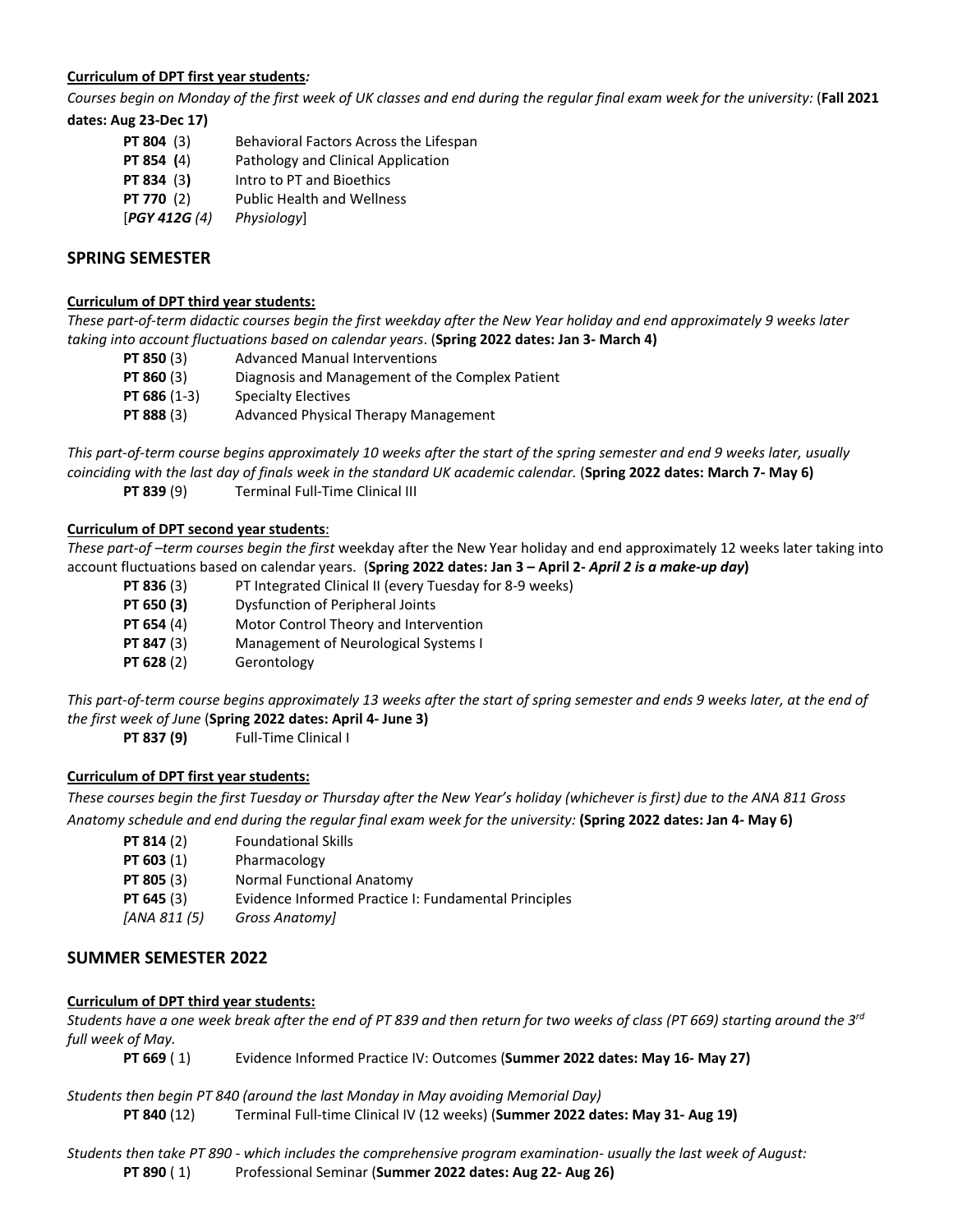**Curriculum of DPT first year students*:***

*Courses begin on Monday of the first week of UK classes and end during the regular final exam week for the university:* (**Fall 2021 dates: Aug 23-Dec 17)**

| | |
|---|---|
| **PT 804** (3) | Behavioral Factors Across the Lifespan |
| **PT 854** **(**4) | Pathology and Clinical Application |
| **PT 834** (3**)** | Intro to PT and Bioethics |
| **PT 770** (2) | Public Health and Wellness |
| [***PGY 412G*** *(4)* | *Physiology*] |

## SPRING SEMESTER

**Curriculum of DPT third year students:**

*These part-of-term didactic courses begin the first weekday after the New Year holiday and end approximately 9 weeks later taking into account fluctuations based on calendar years*. (**Spring 2022 dates: Jan 3- March 4)**

| | |
|---|---|
| **PT 850** (3) | Advanced Manual Interventions |
| **PT 860** (3) | Diagnosis and Management of the Complex Patient |
| **PT 686** (1-3) | Specialty Electives |
| **PT 888** (3) | Advanced Physical Therapy Management |

*This part-of-term course begins approximately 10 weeks after the start of the spring semester and end 9 weeks later, usually coinciding with the last day of finals week in the standard UK academic calendar.* (**Spring 2022 dates: March 7- May 6)**

| | |
|---|---|
| **PT 839** (9) | Terminal Full-Time Clinical III |

**Curriculum of DPT second year students**:

*These part-of –term courses begin the first* weekday after the New Year holiday and end approximately 12 weeks later taking into account fluctuations based on calendar years. (**Spring 2022 dates: Jan 3 – April 2-** ***April 2 is a make-up day*)**

| | |
|---|---|
| **PT 836** (3) | PT Integrated Clinical II (every Tuesday for 8-9 weeks) |
| **PT 650 (3)** | Dysfunction of Peripheral Joints |
| **PT 654** (4) | Motor Control Theory and Intervention |
| **PT 847** (3) | Management of Neurological Systems I |
| **PT 628** (2) | Gerontology |

*This part-of-term course begins approximately 13 weeks after the start of spring semester and ends 9 weeks later, at the end of the first week of June* (**Spring 2022 dates: April 4- June 3)**

| | |
|---|---|
| **PT 837 (9)** | Full-Time Clinical I |

**Curriculum of DPT first year students:**

*These courses begin the first Tuesday or Thursday after the New Year's holiday (whichever is first) due to the ANA 811 Gross Anatomy schedule and end during the regular final exam week for the university:* **(Spring 2022 dates: Jan 4- May 6)**

| | |
|---|---|
| **PT 814** (2) | Foundational Skills |
| **PT 603** (1) | Pharmacology |
| **PT 805** (3) | Normal Functional Anatomy |
| **PT 645** (3) | Evidence Informed Practice I: Fundamental Principles |
| *[ANA 811 (5)* | *Gross Anatomy]* |

## SUMMER SEMESTER 2022

**Curriculum of DPT third year students:**

*Students have a one week break after the end of PT 839 and then return for two weeks of class (PT 669) starting around the 3rd full week of May.*

| | |
|---|---|
| **PT 669** ( 1) | Evidence Informed Practice IV: Outcomes (**Summer 2022 dates: May 16- May 27)** |

*Students then begin PT 840 (around the last Monday in May avoiding Memorial Day)*

| | |
|---|---|
| **PT 840** (12) | Terminal Full-time Clinical IV (12 weeks) (**Summer 2022 dates: May 31- Aug 19)** |

*Students then take PT 890 - which includes the comprehensive program examination- usually the last week of August:*

| | |
|---|---|
| **PT 890** ( 1) | Professional Seminar (**Summer 2022 dates: Aug 22- Aug 26)** |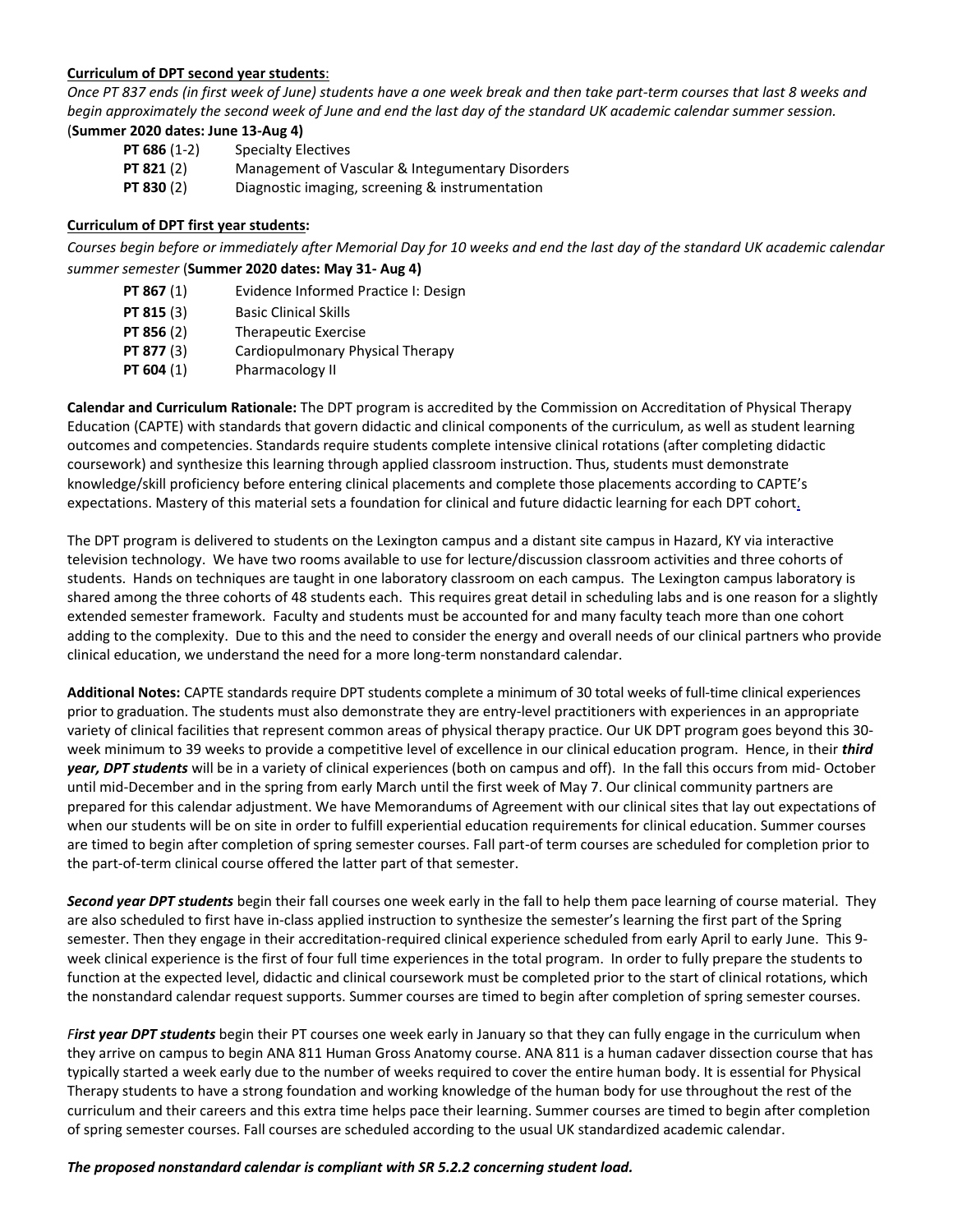**Curriculum of DPT second year students**:

*Once PT 837 ends (in first week of June) students have a one week break and then take part-term courses that last 8 weeks and begin approximately the second week of June and end the last day of the standard UK academic calendar summer session.*

(**Summer 2020 dates: June 13-Aug 4)**

| | |
|---|---|
| **PT 686** (1-2) | Specialty Electives |
| **PT 821** (2) | Management of Vascular & Integumentary Disorders |
| **PT 830** (2) | Diagnostic imaging, screening & instrumentation |

**Curriculum of DPT first year students:**

*Courses begin before or immediately after Memorial Day for 10 weeks and end the last day of the standard UK academic calendar summer semester* (**Summer 2020 dates: May 31- Aug 4)**

| | |
|---|---|
| **PT 867** (1) | Evidence Informed Practice I: Design |
| **PT 815** (3) | Basic Clinical Skills |
| **PT 856** (2) | Therapeutic Exercise |
| **PT 877** (3) | Cardiopulmonary Physical Therapy |
| **PT 604** (1) | Pharmacology II |

**Calendar and Curriculum Rationale:** The DPT program is accredited by the Commission on Accreditation of Physical Therapy Education (CAPTE) with standards that govern didactic and clinical components of the curriculum, as well as student learning outcomes and competencies. Standards require students complete intensive clinical rotations (after completing didactic coursework) and synthesize this learning through applied classroom instruction. Thus, students must demonstrate knowledge/skill proficiency before entering clinical placements and complete those placements according to CAPTE's expectations. Mastery of this material sets a foundation for clinical and future didactic learning for each DPT cohort.

The DPT program is delivered to students on the Lexington campus and a distant site campus in Hazard, KY via interactive television technology. We have two rooms available to use for lecture/discussion classroom activities and three cohorts of students. Hands on techniques are taught in one laboratory classroom on each campus. The Lexington campus laboratory is shared among the three cohorts of 48 students each. This requires great detail in scheduling labs and is one reason for a slightly extended semester framework. Faculty and students must be accounted for and many faculty teach more than one cohort adding to the complexity. Due to this and the need to consider the energy and overall needs of our clinical partners who provide clinical education, we understand the need for a more long-term nonstandard calendar.

**Additional Notes:** CAPTE standards require DPT students complete a minimum of 30 total weeks of full-time clinical experiences prior to graduation. The students must also demonstrate they are entry-level practitioners with experiences in an appropriate variety of clinical facilities that represent common areas of physical therapy practice. Our UK DPT program goes beyond this 30-week minimum to 39 weeks to provide a competitive level of excellence in our clinical education program. Hence, in their ***third year, DPT students*** will be in a variety of clinical experiences (both on campus and off). In the fall this occurs from mid- October until mid-December and in the spring from early March until the first week of May 7. Our clinical community partners are prepared for this calendar adjustment. We have Memorandums of Agreement with our clinical sites that lay out expectations of when our students will be on site in order to fulfill experiential education requirements for clinical education. Summer courses are timed to begin after completion of spring semester courses. Fall part-of term courses are scheduled for completion prior to the part-of-term clinical course offered the latter part of that semester.

***Second year DPT students*** begin their fall courses one week early in the fall to help them pace learning of course material. They are also scheduled to first have in-class applied instruction to synthesize the semester's learning the first part of the Spring semester. Then they engage in their accreditation-required clinical experience scheduled from early April to early June. This 9-week clinical experience is the first of four full time experiences in the total program. In order to fully prepare the students to function at the expected level, didactic and clinical coursework must be completed prior to the start of clinical rotations, which the nonstandard calendar request supports. Summer courses are timed to begin after completion of spring semester courses.

***First year DPT students*** begin their PT courses one week early in January so that they can fully engage in the curriculum when they arrive on campus to begin ANA 811 Human Gross Anatomy course. ANA 811 is a human cadaver dissection course that has typically started a week early due to the number of weeks required to cover the entire human body. It is essential for Physical Therapy students to have a strong foundation and working knowledge of the human body for use throughout the rest of the curriculum and their careers and this extra time helps pace their learning. Summer courses are timed to begin after completion of spring semester courses. Fall courses are scheduled according to the usual UK standardized academic calendar.

***The proposed nonstandard calendar is compliant with SR 5.2.2 concerning student load.***